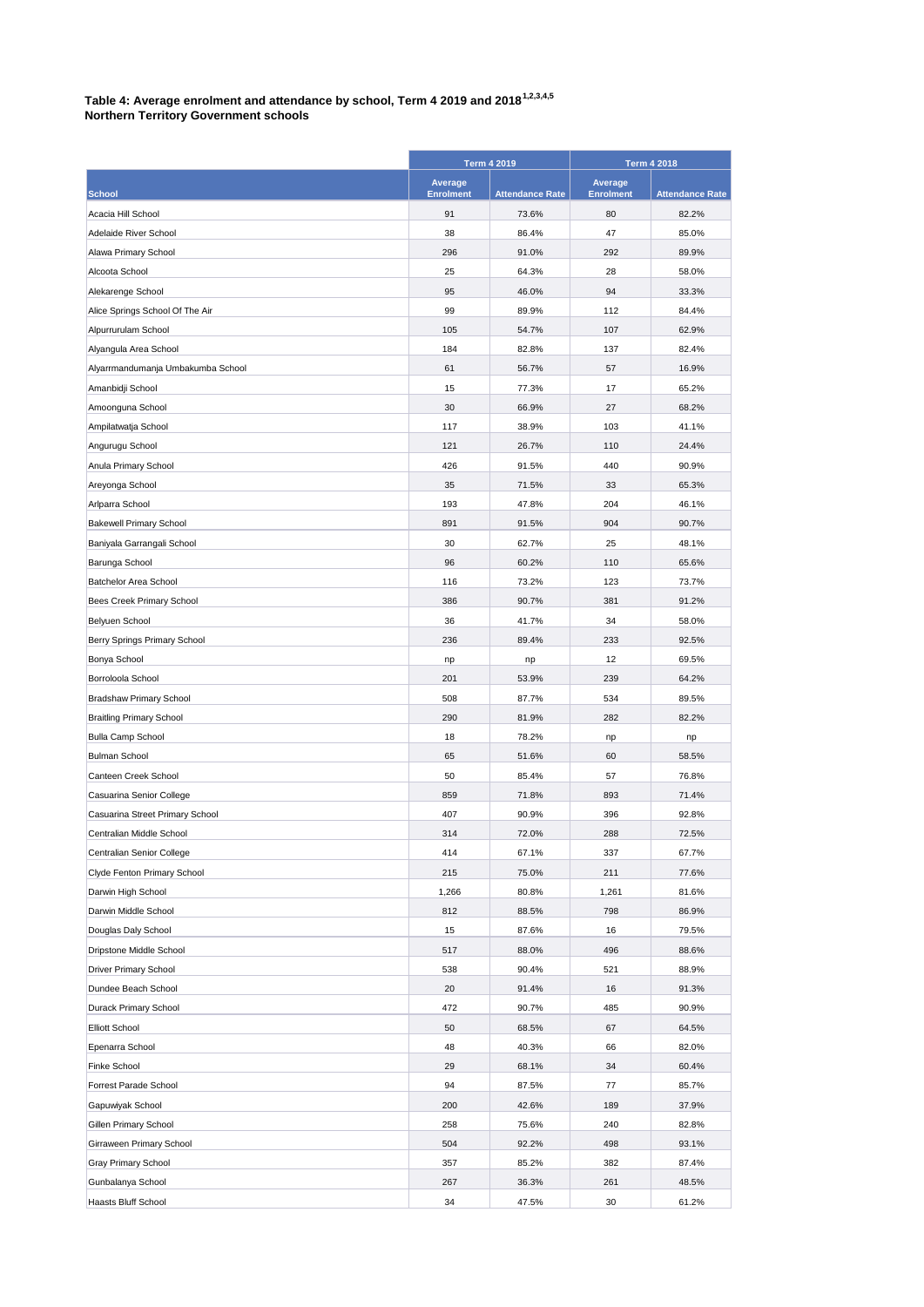**Table 4: Average enrolment and attendance by school, Term 4 2019 and 2018[1,2,3,4,5]**
**Northern Territory Government schools**

| | Term 4 2019 | | Term 4 2018 | |
|---|---|---|---|---|
| School | Average Enrolment | Attendance Rate | Average Enrolment | Attendance Rate |
| Acacia Hill School | 91 | 73.6% | 80 | 82.2% |
| Adelaide River School | 38 | 86.4% | 47 | 85.0% |
| Alawa Primary School | 296 | 91.0% | 292 | 89.9% |
| Alcoota School | 25 | 64.3% | 28 | 58.0% |
| Alekarenge School | 95 | 46.0% | 94 | 33.3% |
| Alice Springs School Of The Air | 99 | 89.9% | 112 | 84.4% |
| Alpurrurulam School | 105 | 54.7% | 107 | 62.9% |
| Alyangula Area School | 184 | 82.8% | 137 | 82.4% |
| Alyarrmandumanja Umbakumba School | 61 | 56.7% | 57 | 16.9% |
| Amanbidji School | 15 | 77.3% | 17 | 65.2% |
| Amoonguna School | 30 | 66.9% | 27 | 68.2% |
| Ampilatwatja School | 117 | 38.9% | 103 | 41.1% |
| Angurugu School | 121 | 26.7% | 110 | 24.4% |
| Anula Primary School | 426 | 91.5% | 440 | 90.9% |
| Areyonga School | 35 | 71.5% | 33 | 65.3% |
| Arlparra School | 193 | 47.8% | 204 | 46.1% |
| Bakewell Primary School | 891 | 91.5% | 904 | 90.7% |
| Baniyala Garrangali School | 30 | 62.7% | 25 | 48.1% |
| Barunga School | 96 | 60.2% | 110 | 65.6% |
| Batchelor Area School | 116 | 73.2% | 123 | 73.7% |
| Bees Creek Primary School | 386 | 90.7% | 381 | 91.2% |
| Belyuen School | 36 | 41.7% | 34 | 58.0% |
| Berry Springs Primary School | 236 | 89.4% | 233 | 92.5% |
| Bonya School | np | np | 12 | 69.5% |
| Borroloola School | 201 | 53.9% | 239 | 64.2% |
| Bradshaw Primary School | 508 | 87.7% | 534 | 89.5% |
| Braitling Primary School | 290 | 81.9% | 282 | 82.2% |
| Bulla Camp School | 18 | 78.2% | np | np |
| Bulman School | 65 | 51.6% | 60 | 58.5% |
| Canteen Creek School | 50 | 85.4% | 57 | 76.8% |
| Casuarina Senior College | 859 | 71.8% | 893 | 71.4% |
| Casuarina Street Primary School | 407 | 90.9% | 396 | 92.8% |
| Centralian Middle School | 314 | 72.0% | 288 | 72.5% |
| Centralian Senior College | 414 | 67.1% | 337 | 67.7% |
| Clyde Fenton Primary School | 215 | 75.0% | 211 | 77.6% |
| Darwin High School | 1,266 | 80.8% | 1,261 | 81.6% |
| Darwin Middle School | 812 | 88.5% | 798 | 86.9% |
| Douglas Daly School | 15 | 87.6% | 16 | 79.5% |
| Dripstone Middle School | 517 | 88.0% | 496 | 88.6% |
| Driver Primary School | 538 | 90.4% | 521 | 88.9% |
| Dundee Beach School | 20 | 91.4% | 16 | 91.3% |
| Durack Primary School | 472 | 90.7% | 485 | 90.9% |
| Elliott School | 50 | 68.5% | 67 | 64.5% |
| Epenarra School | 48 | 40.3% | 66 | 82.0% |
| Finke School | 29 | 68.1% | 34 | 60.4% |
| Forrest Parade School | 94 | 87.5% | 77 | 85.7% |
| Gapuwiyak School | 200 | 42.6% | 189 | 37.9% |
| Gillen Primary School | 258 | 75.6% | 240 | 82.8% |
| Girraween Primary School | 504 | 92.2% | 498 | 93.1% |
| Gray Primary School | 357 | 85.2% | 382 | 87.4% |
| Gunbalanya School | 267 | 36.3% | 261 | 48.5% |
| Haasts Bluff School | 34 | 47.5% | 30 | 61.2% |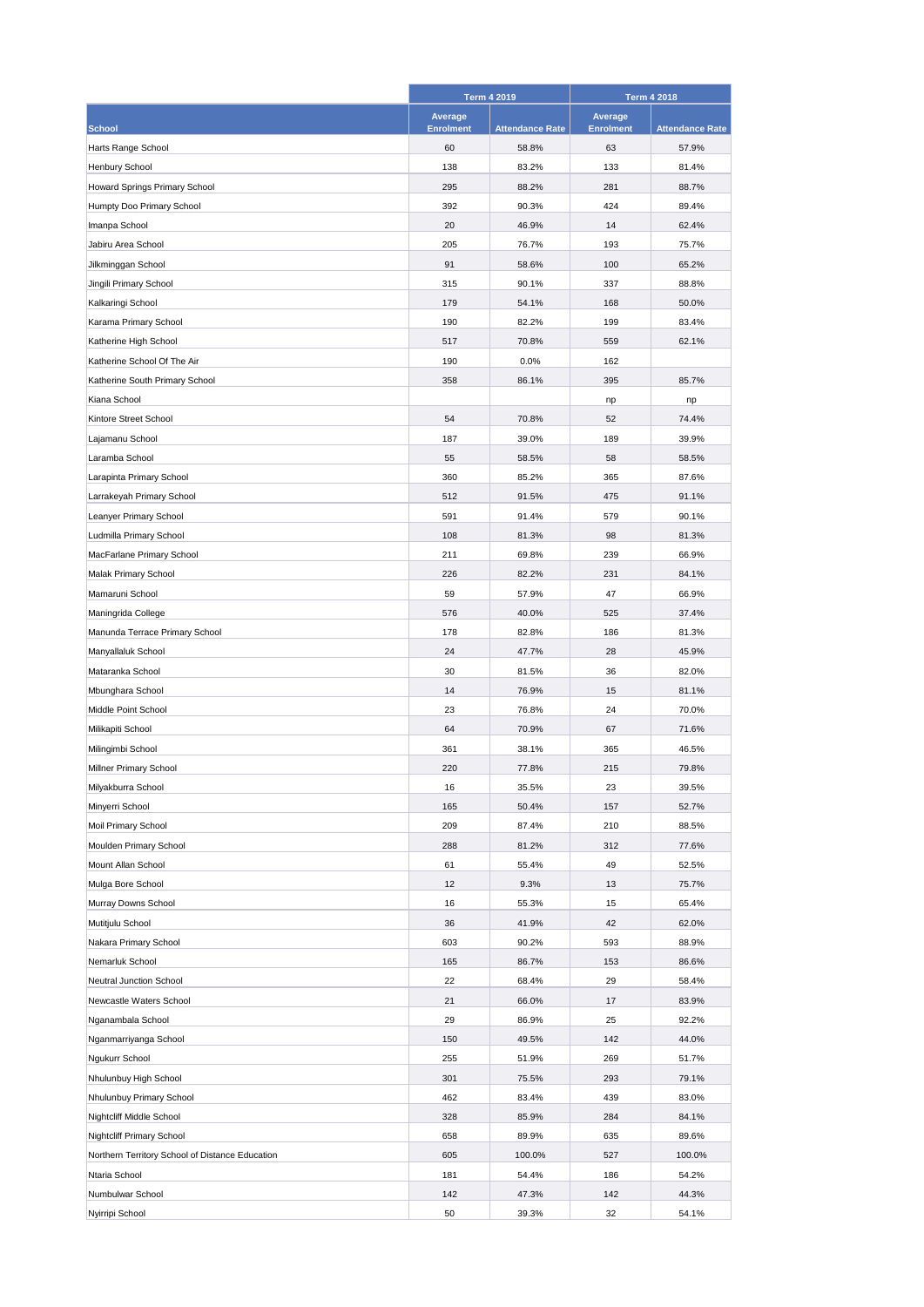| School | Term 4 2019 | | Term 4 2018 | |
|---|---|---|---|---|
| | Average Enrolment | Attendance Rate | Average Enrolment | Attendance Rate |
| Harts Range School | 60 | 58.8% | 63 | 57.9% |
| Henbury School | 138 | 83.2% | 133 | 81.4% |
| Howard Springs Primary School | 295 | 88.2% | 281 | 88.7% |
| Humpty Doo Primary School | 392 | 90.3% | 424 | 89.4% |
| Imanpa School | 20 | 46.9% | 14 | 62.4% |
| Jabiru Area School | 205 | 76.7% | 193 | 75.7% |
| Jilkminggan School | 91 | 58.6% | 100 | 65.2% |
| Jingili Primary School | 315 | 90.1% | 337 | 88.8% |
| Kalkaringi School | 179 | 54.1% | 168 | 50.0% |
| Karama Primary School | 190 | 82.2% | 199 | 83.4% |
| Katherine High School | 517 | 70.8% | 559 | 62.1% |
| Katherine School Of The Air | 190 | 0.0% | 162 | |
| Katherine South Primary School | 358 | 86.1% | 395 | 85.7% |
| Kiana School | | | np | np |
| Kintore Street School | 54 | 70.8% | 52 | 74.4% |
| Lajamanu School | 187 | 39.0% | 189 | 39.9% |
| Laramba School | 55 | 58.5% | 58 | 58.5% |
| Larapinta Primary School | 360 | 85.2% | 365 | 87.6% |
| Larrakeyah Primary School | 512 | 91.5% | 475 | 91.1% |
| Leanyer Primary School | 591 | 91.4% | 579 | 90.1% |
| Ludmilla Primary School | 108 | 81.3% | 98 | 81.3% |
| MacFarlane Primary School | 211 | 69.8% | 239 | 66.9% |
| Malak Primary School | 226 | 82.2% | 231 | 84.1% |
| Mamaruni School | 59 | 57.9% | 47 | 66.9% |
| Maningrida College | 576 | 40.0% | 525 | 37.4% |
| Manunda Terrace Primary School | 178 | 82.8% | 186 | 81.3% |
| Manyallaluk School | 24 | 47.7% | 28 | 45.9% |
| Mataranka School | 30 | 81.5% | 36 | 82.0% |
| Mbunghara School | 14 | 76.9% | 15 | 81.1% |
| Middle Point School | 23 | 76.8% | 24 | 70.0% |
| Milikapiti School | 64 | 70.9% | 67 | 71.6% |
| Milingimbi School | 361 | 38.1% | 365 | 46.5% |
| Millner Primary School | 220 | 77.8% | 215 | 79.8% |
| Milyakburra School | 16 | 35.5% | 23 | 39.5% |
| Minyerri School | 165 | 50.4% | 157 | 52.7% |
| Moil Primary School | 209 | 87.4% | 210 | 88.5% |
| Moulden Primary School | 288 | 81.2% | 312 | 77.6% |
| Mount Allan School | 61 | 55.4% | 49 | 52.5% |
| Mulga Bore School | 12 | 9.3% | 13 | 75.7% |
| Murray Downs School | 16 | 55.3% | 15 | 65.4% |
| Mutitjulu School | 36 | 41.9% | 42 | 62.0% |
| Nakara Primary School | 603 | 90.2% | 593 | 88.9% |
| Nemarluk School | 165 | 86.7% | 153 | 86.6% |
| Neutral Junction School | 22 | 68.4% | 29 | 58.4% |
| Newcastle Waters School | 21 | 66.0% | 17 | 83.9% |
| Nganambala School | 29 | 86.9% | 25 | 92.2% |
| Nganmarriyanga School | 150 | 49.5% | 142 | 44.0% |
| Ngukurr School | 255 | 51.9% | 269 | 51.7% |
| Nhulunbuy High School | 301 | 75.5% | 293 | 79.1% |
| Nhulunbuy Primary School | 462 | 83.4% | 439 | 83.0% |
| Nightcliff Middle School | 328 | 85.9% | 284 | 84.1% |
| Nightcliff Primary School | 658 | 89.9% | 635 | 89.6% |
| Northern Territory School of Distance Education | 605 | 100.0% | 527 | 100.0% |
| Ntaria School | 181 | 54.4% | 186 | 54.2% |
| Numbulwar School | 142 | 47.3% | 142 | 44.3% |
| Nyirripi School | 50 | 39.3% | 32 | 54.1% |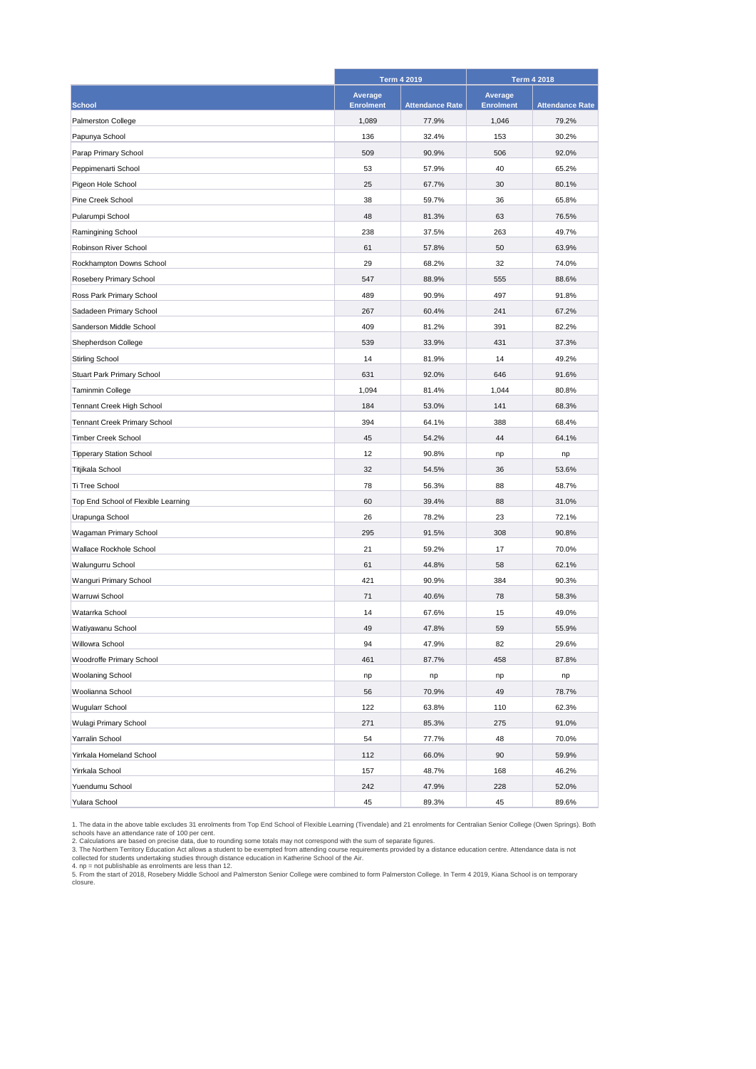| | Term 4 2019 | | Term 4 2018 | |
|---|---|---|---|---|
| School | Average Enrolment | Attendance Rate | Average Enrolment | Attendance Rate |
| Palmerston College | 1,089 | 77.9% | 1,046 | 79.2% |
| Papunya School | 136 | 32.4% | 153 | 30.2% |
| Parap Primary School | 509 | 90.9% | 506 | 92.0% |
| Peppimenarti School | 53 | 57.9% | 40 | 65.2% |
| Pigeon Hole School | 25 | 67.7% | 30 | 80.1% |
| Pine Creek School | 38 | 59.7% | 36 | 65.8% |
| Pularumpi School | 48 | 81.3% | 63 | 76.5% |
| Ramingining School | 238 | 37.5% | 263 | 49.7% |
| Robinson River School | 61 | 57.8% | 50 | 63.9% |
| Rockhampton Downs School | 29 | 68.2% | 32 | 74.0% |
| Rosebery Primary School | 547 | 88.9% | 555 | 88.6% |
| Ross Park Primary School | 489 | 90.9% | 497 | 91.8% |
| Sadadeen Primary School | 267 | 60.4% | 241 | 67.2% |
| Sanderson Middle School | 409 | 81.2% | 391 | 82.2% |
| Shepherdson College | 539 | 33.9% | 431 | 37.3% |
| Stirling School | 14 | 81.9% | 14 | 49.2% |
| Stuart Park Primary School | 631 | 92.0% | 646 | 91.6% |
| Taminmin College | 1,094 | 81.4% | 1,044 | 80.8% |
| Tennant Creek High School | 184 | 53.0% | 141 | 68.3% |
| Tennant Creek Primary School | 394 | 64.1% | 388 | 68.4% |
| Timber Creek School | 45 | 54.2% | 44 | 64.1% |
| Tipperary Station School | 12 | 90.8% | np | np |
| Titjikala School | 32 | 54.5% | 36 | 53.6% |
| Ti Tree School | 78 | 56.3% | 88 | 48.7% |
| Top End School of Flexible Learning | 60 | 39.4% | 88 | 31.0% |
| Urapunga School | 26 | 78.2% | 23 | 72.1% |
| Wagaman Primary School | 295 | 91.5% | 308 | 90.8% |
| Wallace Rockhole School | 21 | 59.2% | 17 | 70.0% |
| Walungurru School | 61 | 44.8% | 58 | 62.1% |
| Wanguri Primary School | 421 | 90.9% | 384 | 90.3% |
| Warruwi School | 71 | 40.6% | 78 | 58.3% |
| Watarrka School | 14 | 67.6% | 15 | 49.0% |
| Watiyawanu School | 49 | 47.8% | 59 | 55.9% |
| Willowra School | 94 | 47.9% | 82 | 29.6% |
| Woodroffe Primary School | 461 | 87.7% | 458 | 87.8% |
| Woolaning School | np | np | np | np |
| Woolianna School | 56 | 70.9% | 49 | 78.7% |
| Wugularr School | 122 | 63.8% | 110 | 62.3% |
| Wulagi Primary School | 271 | 85.3% | 275 | 91.0% |
| Yarralin School | 54 | 77.7% | 48 | 70.0% |
| Yirrkala Homeland School | 112 | 66.0% | 90 | 59.9% |
| Yirrkala School | 157 | 48.7% | 168 | 46.2% |
| Yuendumu School | 242 | 47.9% | 228 | 52.0% |
| Yulara School | 45 | 89.3% | 45 | 89.6% |

1. The data in the above table excludes 31 enrolments from Top End School of Flexible Learning (Tivendale) and 21 enrolments for Centralian Senior College (Owen Springs). Both schools have an attendance rate of 100 per cent.
2. Calculations are based on precise data, due to rounding some totals may not correspond with the sum of separate figures.
3. The Northern Territory Education Act allows a student to be exempted from attending course requirements provided by a distance education centre. Attendance data is not collected for students undertaking studies through distance education in Katherine School of the Air.
4. np = not publishable as enrolments are less than 12.
5. From the start of 2018, Rosebery Middle School and Palmerston Senior College were combined to form Palmerston College. In Term 4 2019, Kiana School is on temporary closure.